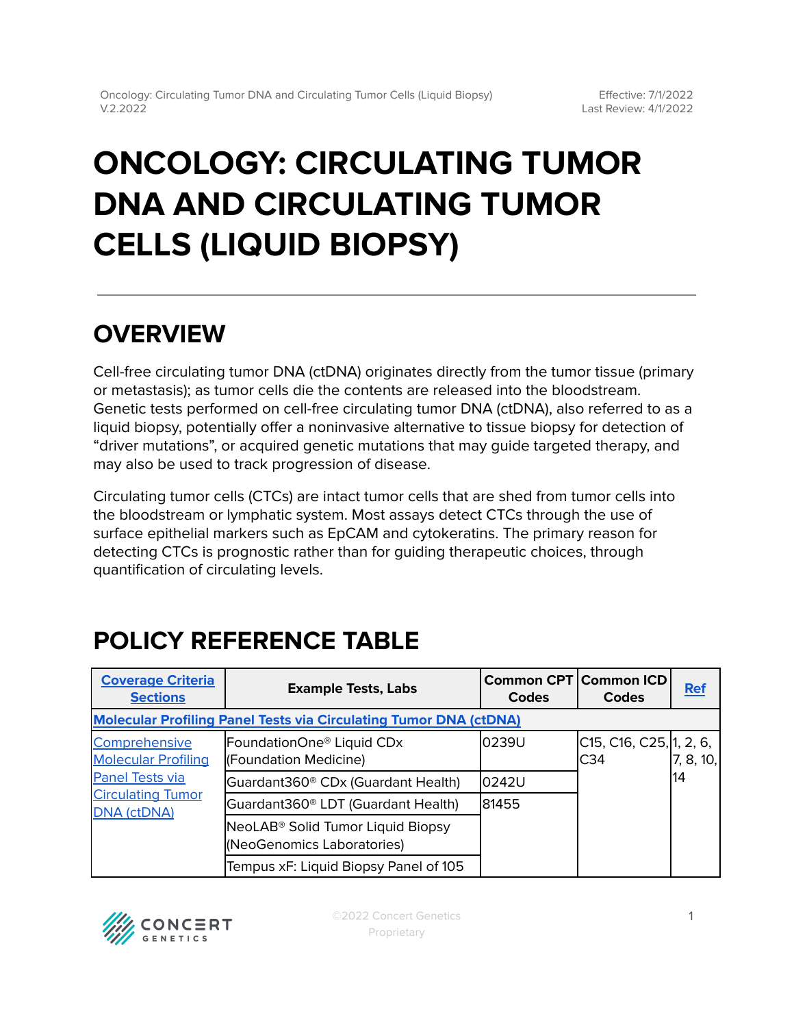# ONCOLOGY: CIRCULATING TUMOR DNA AND CIRCULATING TUMOR CELLS (LIQUID BIOPSY)

## OVERVIEW

Cell-free circulating tumor DNA (ctDNA) originates directly from the tumor tissue (primary or metastasis); as tumor cells die the contents are released into the bloodstream. Genetic tests performed on cell-free circulating tumor DNA (ctDNA), also referred to as a liquid biopsy, potentially offer a noninvasive alternative to tissue biopsy for detection of "driver mutations", or acquired genetic mutations that may guide targeted therapy, and may also be used to track progression of disease.

Circulating tumor cells (CTCs) are intact tumor cells that are shed from tumor cells into the bloodstream or lymphatic system. Most assays detect CTCs through the use of surface epithelial markers such as EpCAM and cytokeratins. The primary reason for detecting CTCs is prognostic rather than for guiding therapeutic choices, through quantification of circulating levels.

## POLICY REFERENCE TABLE

| Coverage Criteria Sections | Example Tests, Labs | Common CPT Codes | Common ICD Codes | Ref |
|---|---|---|---|---|
| **Molecular Profiling Panel Tests via Circulating Tumor DNA (ctDNA)** | | | | |
| Comprehensive Molecular Profiling Panel Tests via Circulating Tumor DNA (ctDNA) | FoundationOne® Liquid CDx (Foundation Medicine) | 0239U | C15, C16, C25, C34 | 1, 2, 6, 7, 8, 10, 14 |
| | Guardant360® CDx (Guardant Health) | 0242U | | |
| | Guardant360® LDT (Guardant Health) | 81455 | | |
| | NeoLAB® Solid Tumor Liquid Biopsy (NeoGenomics Laboratories) | | | |
| | Tempus xF: Liquid Biopsy Panel of 105 | | | |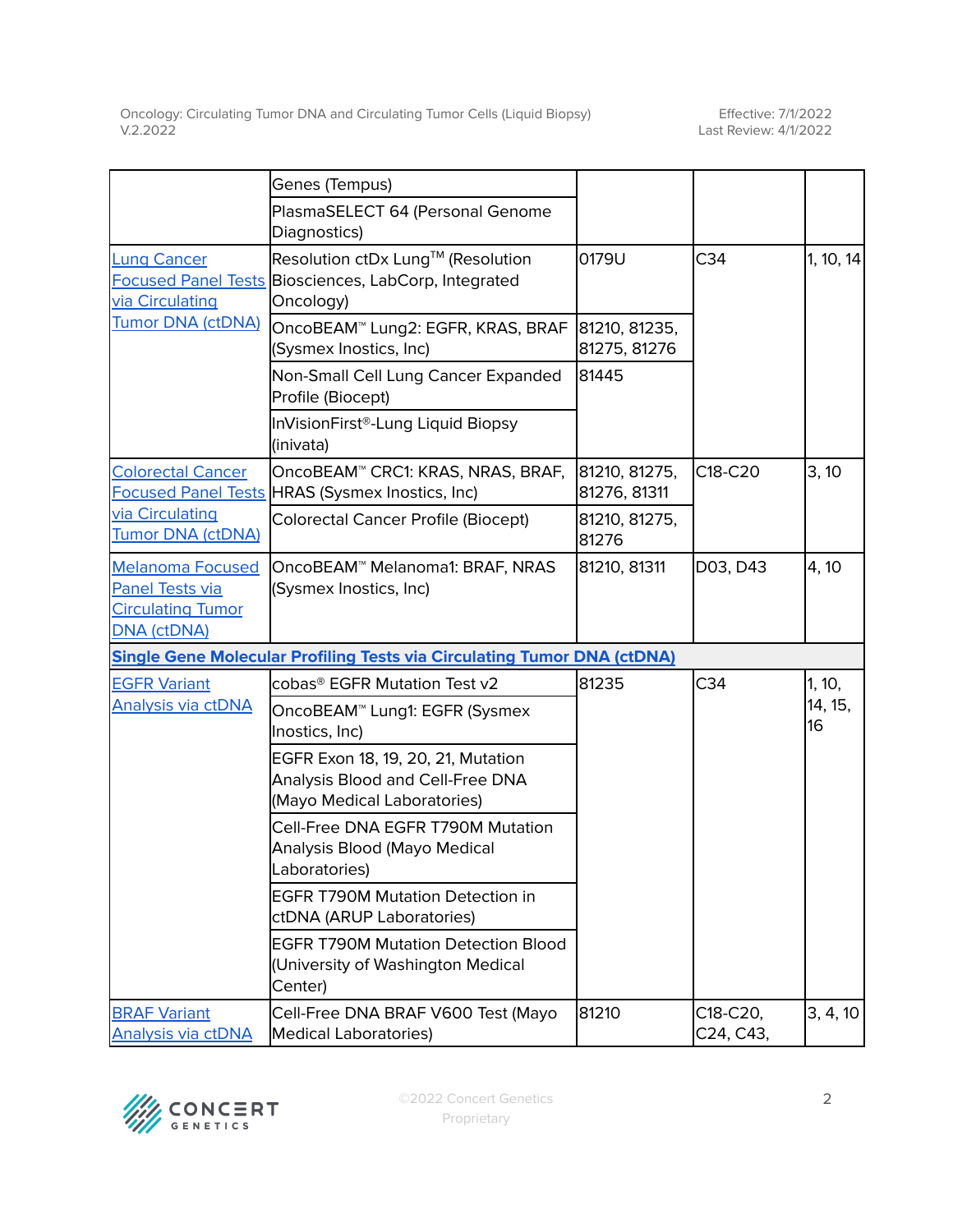| | | | | |
|---|---|---|---|---|
| | Genes (Tempus) | | | |
| | PlasmaSELECT 64 (Personal Genome Diagnostics) | | | |
| Lung Cancer Focused Panel Tests via Circulating Tumor DNA (ctDNA) | Resolution ctDx Lung™ (Resolution Biosciences, LabCorp, Integrated Oncology) | 0179U | C34 | 1, 10, 14 |
| | OncoBEAM™ Lung2: EGFR, KRAS, BRAF (Sysmex Inostics, Inc) | 81210, 81235, 81275, 81276 | | |
| | Non-Small Cell Lung Cancer Expanded Profile (Biocept) | 81445 | | |
| | InVisionFirst®-Lung Liquid Biopsy (inivata) | | | |
| Colorectal Cancer Focused Panel Tests via Circulating Tumor DNA (ctDNA) | OncoBEAM™ CRC1: KRAS, NRAS, BRAF, HRAS (Sysmex Inostics, Inc) | 81210, 81275, 81276, 81311 | C18-C20 | 3, 10 |
| | Colorectal Cancer Profile (Biocept) | 81210, 81275, 81276 | | |
| Melanoma Focused Panel Tests via Circulating Tumor DNA (ctDNA) | OncoBEAM™ Melanoma1: BRAF, NRAS (Sysmex Inostics, Inc) | 81210, 81311 | D03, D43 | 4, 10 |
| **Single Gene Molecular Profiling Tests via Circulating Tumor DNA (ctDNA)** | | | | |
| EGFR Variant Analysis via ctDNA | cobas® EGFR Mutation Test v2 | 81235 | C34 | 1, 10, 14, 15, 16 |
| | OncoBEAM™ Lung1: EGFR (Sysmex Inostics, Inc) | | | |
| | EGFR Exon 18, 19, 20, 21, Mutation Analysis Blood and Cell-Free DNA (Mayo Medical Laboratories) | | | |
| | Cell-Free DNA EGFR T790M Mutation Analysis Blood (Mayo Medical Laboratories) | | | |
| | EGFR T790M Mutation Detection in ctDNA (ARUP Laboratories) | | | |
| | EGFR T790M Mutation Detection Blood (University of Washington Medical Center) | | | |
| BRAF Variant Analysis via ctDNA | Cell-Free DNA BRAF V600 Test (Mayo Medical Laboratories) | 81210 | C18-C20, C24, C43, | 3, 4, 10 |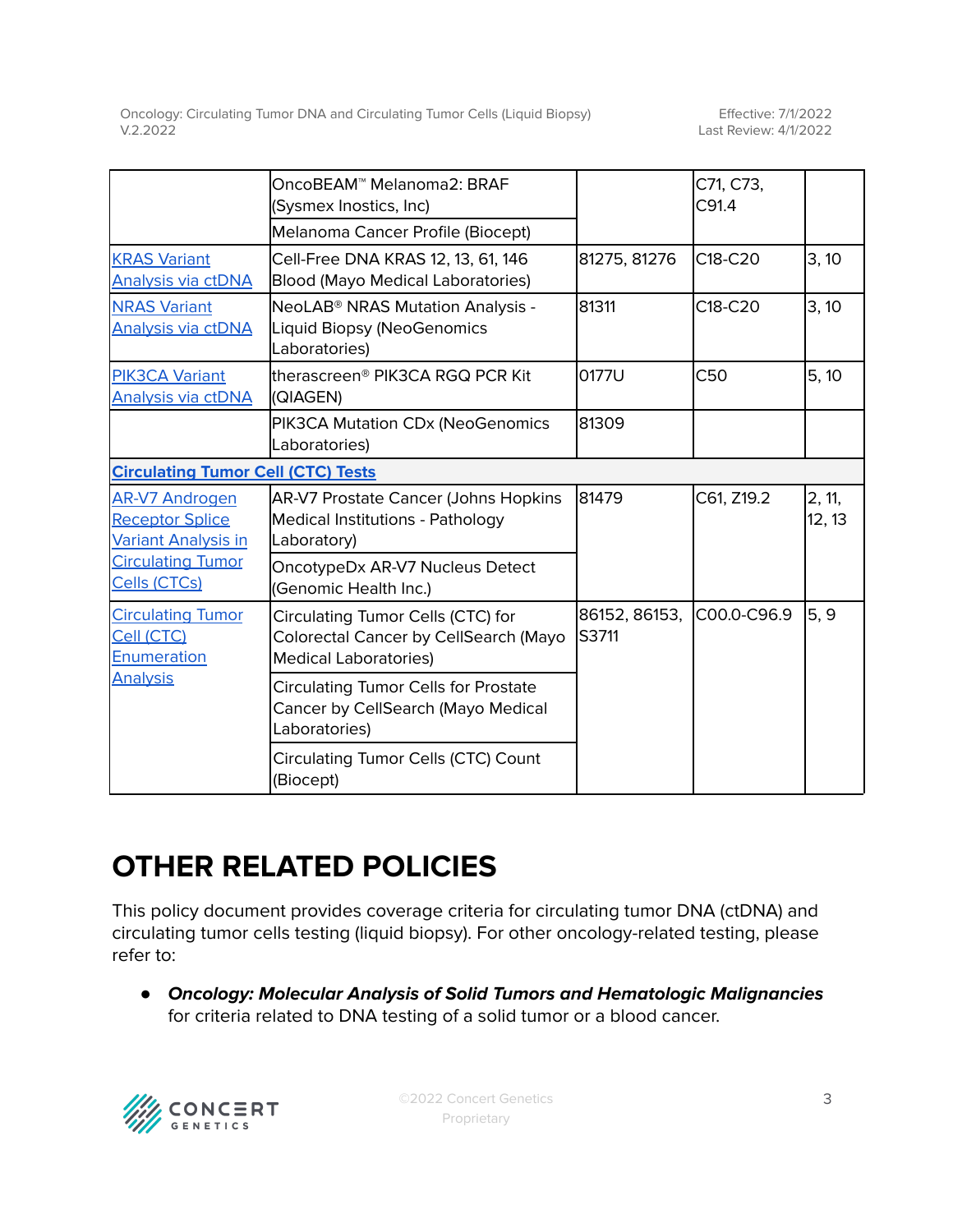| | | | | |
|---|---|---|---|---|
| | OncoBEAM™ Melanoma2: BRAF (Sysmex Inostics, Inc) | | C71, C73, C91.4 | |
| | Melanoma Cancer Profile (Biocept) | | | |
| KRAS Variant Analysis via ctDNA | Cell-Free DNA KRAS 12, 13, 61, 146 Blood (Mayo Medical Laboratories) | 81275, 81276 | C18-C20 | 3, 10 |
| NRAS Variant Analysis via ctDNA | NeoLAB® NRAS Mutation Analysis - Liquid Biopsy (NeoGenomics Laboratories) | 81311 | C18-C20 | 3, 10 |
| PIK3CA Variant Analysis via ctDNA | therascreen® PIK3CA RGQ PCR Kit (QIAGEN) | 0177U | C50 | 5, 10 |
| | PIK3CA Mutation CDx (NeoGenomics Laboratories) | 81309 | | |
| **Circulating Tumor Cell (CTC) Tests** | | | | |
| AR-V7 Androgen Receptor Splice Variant Analysis in Circulating Tumor Cells (CTCs) | AR-V7 Prostate Cancer (Johns Hopkins Medical Institutions - Pathology Laboratory) | 81479 | C61, Z19.2 | 2, 11, 12, 13 |
| | OncotypeDx AR-V7 Nucleus Detect (Genomic Health Inc.) | | | |
| Circulating Tumor Cell (CTC) Enumeration Analysis | Circulating Tumor Cells (CTC) for Colorectal Cancer by CellSearch (Mayo Medical Laboratories) | 86152, 86153, S3711 | C00.0-C96.9 | 5, 9 |
| | Circulating Tumor Cells for Prostate Cancer by CellSearch (Mayo Medical Laboratories) | | | |
| | Circulating Tumor Cells (CTC) Count (Biocept) | | | |

# OTHER RELATED POLICIES

This policy document provides coverage criteria for circulating tumor DNA (ctDNA) and circulating tumor cells testing (liquid biopsy). For other oncology-related testing, please refer to:

- ***Oncology: Molecular Analysis of Solid Tumors and Hematologic Malignancies*** for criteria related to DNA testing of a solid tumor or a blood cancer.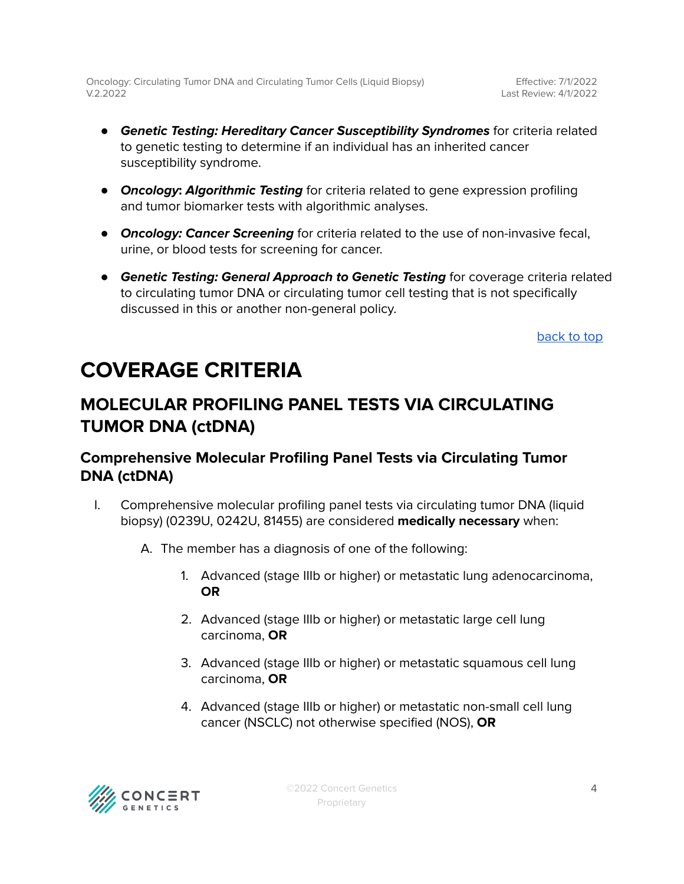- ***Genetic Testing: Hereditary Cancer Susceptibility Syndromes*** for criteria related to genetic testing to determine if an individual has an inherited cancer susceptibility syndrome.

- ***Oncology: Algorithmic Testing*** for criteria related to gene expression profiling and tumor biomarker tests with algorithmic analyses.

- ***Oncology: Cancer Screening*** for criteria related to the use of non-invasive fecal, urine, or blood tests for screening for cancer.

- ***Genetic Testing: General Approach to Genetic Testing*** for coverage criteria related to circulating tumor DNA or circulating tumor cell testing that is not specifically discussed in this or another non-general policy.

back to top

# COVERAGE CRITERIA

## MOLECULAR PROFILING PANEL TESTS VIA CIRCULATING TUMOR DNA (ctDNA)

### Comprehensive Molecular Profiling Panel Tests via Circulating Tumor DNA (ctDNA)

I. Comprehensive molecular profiling panel tests via circulating tumor DNA (liquid biopsy) (0239U, 0242U, 81455) are considered **medically necessary** when:

   A. The member has a diagnosis of one of the following:

      1. Advanced (stage IIIb or higher) or metastatic lung adenocarcinoma, **OR**

      2. Advanced (stage IIIb or higher) or metastatic large cell lung carcinoma, **OR**

      3. Advanced (stage IIIb or higher) or metastatic squamous cell lung carcinoma, **OR**

      4. Advanced (stage IIIb or higher) or metastatic non-small cell lung cancer (NSCLC) not otherwise specified (NOS), **OR**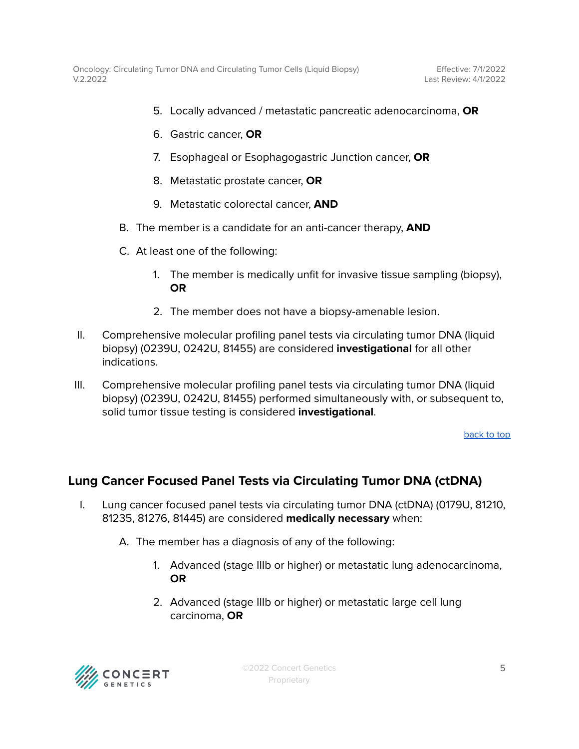5. Locally advanced / metastatic pancreatic adenocarcinoma, **OR**

6. Gastric cancer, **OR**

7. Esophageal or Esophagogastric Junction cancer, **OR**

8. Metastatic prostate cancer, **OR**

9. Metastatic colorectal cancer, **AND**

B. The member is a candidate for an anti-cancer therapy, **AND**

C. At least one of the following:

1. The member is medically unfit for invasive tissue sampling (biopsy), **OR**

2. The member does not have a biopsy-amenable lesion.

II. Comprehensive molecular profiling panel tests via circulating tumor DNA (liquid biopsy) (0239U, 0242U, 81455) are considered **investigational** for all other indications.

III. Comprehensive molecular profiling panel tests via circulating tumor DNA (liquid biopsy) (0239U, 0242U, 81455) performed simultaneously with, or subsequent to, solid tumor tissue testing is considered **investigational**.

back to top

## Lung Cancer Focused Panel Tests via Circulating Tumor DNA (ctDNA)

I. Lung cancer focused panel tests via circulating tumor DNA (ctDNA) (0179U, 81210, 81235, 81276, 81445) are considered **medically necessary** when:

A. The member has a diagnosis of any of the following:

1. Advanced (stage IIIb or higher) or metastatic lung adenocarcinoma, **OR**

2. Advanced (stage IIIb or higher) or metastatic large cell lung carcinoma, **OR**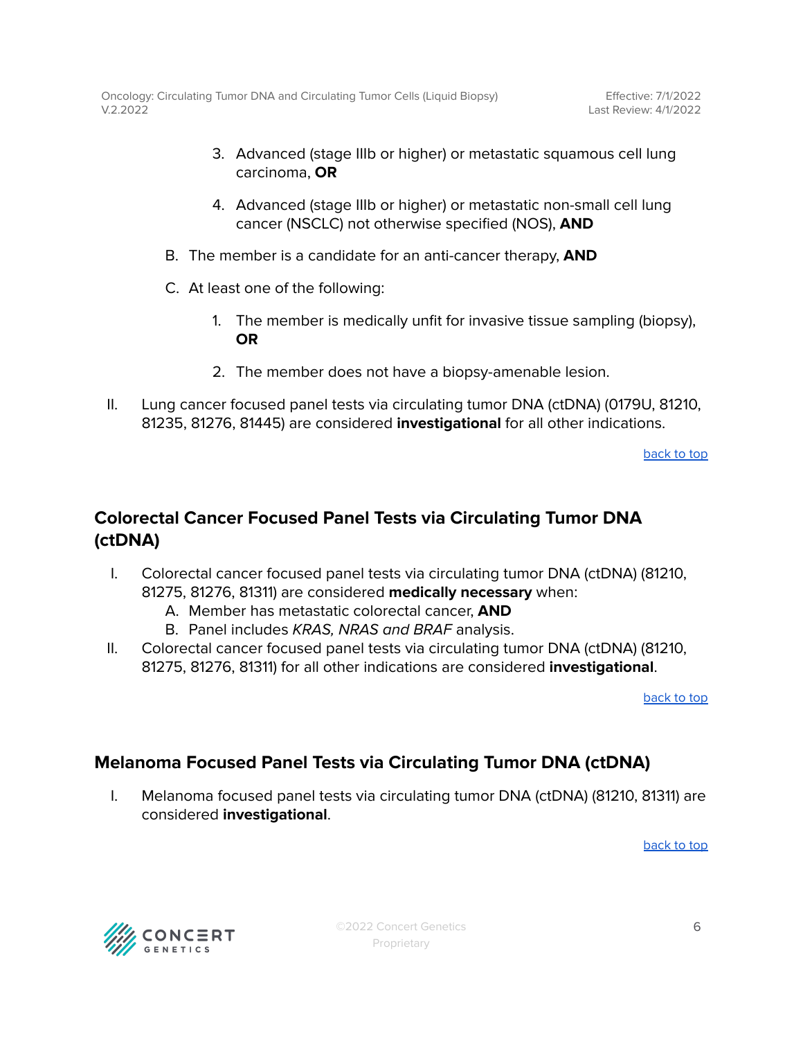3. Advanced (stage IIIb or higher) or metastatic squamous cell lung carcinoma, **OR**

4. Advanced (stage IIIb or higher) or metastatic non-small cell lung cancer (NSCLC) not otherwise specified (NOS), **AND**

B. The member is a candidate for an anti-cancer therapy, **AND**

C. At least one of the following:

1. The member is medically unfit for invasive tissue sampling (biopsy), **OR**

2. The member does not have a biopsy-amenable lesion.

II. Lung cancer focused panel tests via circulating tumor DNA (ctDNA) (0179U, 81210, 81235, 81276, 81445) are considered **investigational** for all other indications.

back to top

## Colorectal Cancer Focused Panel Tests via Circulating Tumor DNA (ctDNA)

I. Colorectal cancer focused panel tests via circulating tumor DNA (ctDNA) (81210, 81275, 81276, 81311) are considered **medically necessary** when:
   A. Member has metastatic colorectal cancer, **AND**
   B. Panel includes *KRAS, NRAS and BRAF* analysis.

II. Colorectal cancer focused panel tests via circulating tumor DNA (ctDNA) (81210, 81275, 81276, 81311) for all other indications are considered **investigational**.

back to top

## Melanoma Focused Panel Tests via Circulating Tumor DNA (ctDNA)

I. Melanoma focused panel tests via circulating tumor DNA (ctDNA) (81210, 81311) are considered **investigational**.

back to top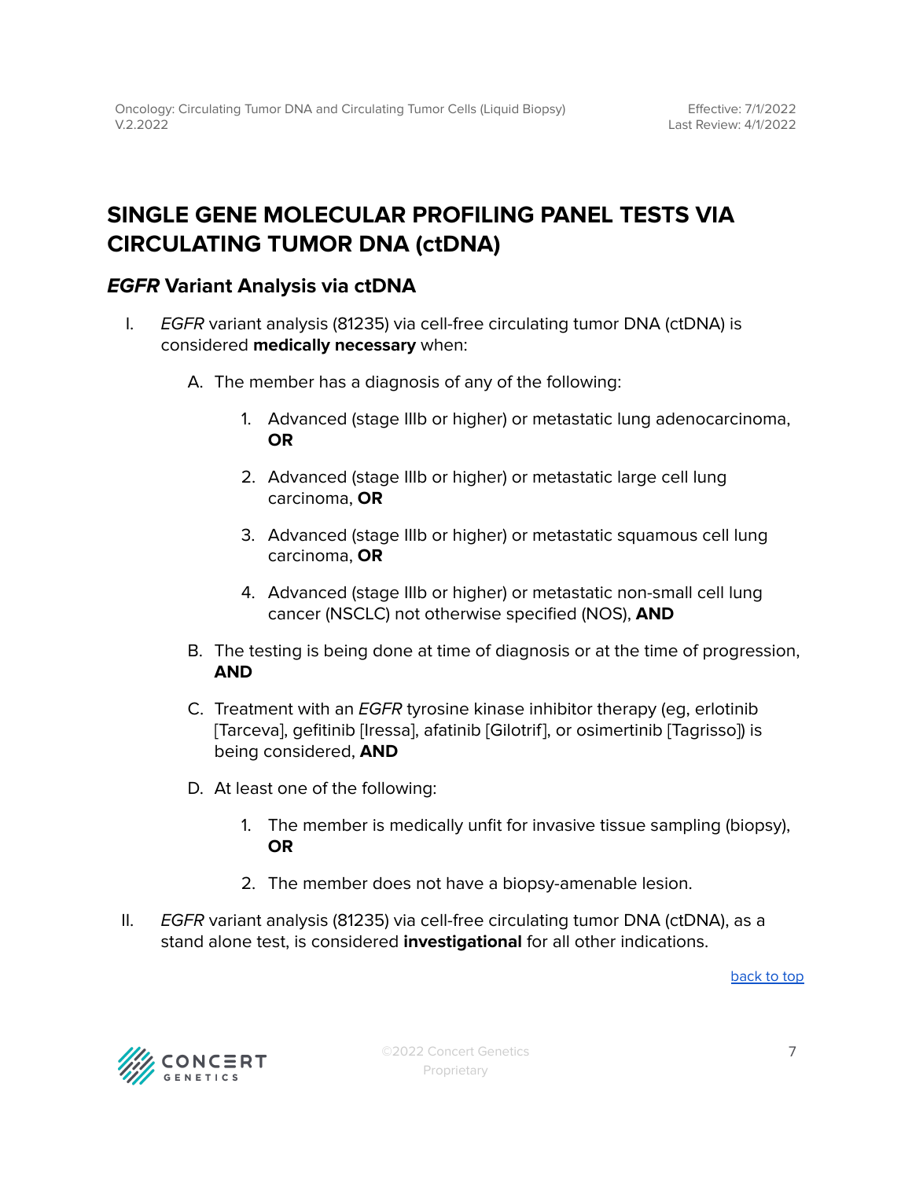## SINGLE GENE MOLECULAR PROFILING PANEL TESTS VIA CIRCULATING TUMOR DNA (ctDNA)

### *EGFR* Variant Analysis via ctDNA

I. *EGFR* variant analysis (81235) via cell-free circulating tumor DNA (ctDNA) is considered **medically necessary** when:

   A. The member has a diagnosis of any of the following:

      1. Advanced (stage IIIb or higher) or metastatic lung adenocarcinoma, **OR**

      2. Advanced (stage IIIb or higher) or metastatic large cell lung carcinoma, **OR**

      3. Advanced (stage IIIb or higher) or metastatic squamous cell lung carcinoma, **OR**

      4. Advanced (stage IIIb or higher) or metastatic non-small cell lung cancer (NSCLC) not otherwise specified (NOS), **AND**

   B. The testing is being done at time of diagnosis or at the time of progression, **AND**

   C. Treatment with an *EGFR* tyrosine kinase inhibitor therapy (eg, erlotinib [Tarceva], gefitinib [Iressa], afatinib [Gilotrif], or osimertinib [Tagrisso]) is being considered, **AND**

   D. At least one of the following:

      1. The member is medically unfit for invasive tissue sampling (biopsy), **OR**

      2. The member does not have a biopsy-amenable lesion.

II. *EGFR* variant analysis (81235) via cell-free circulating tumor DNA (ctDNA), as a stand alone test, is considered **investigational** for all other indications.

back to top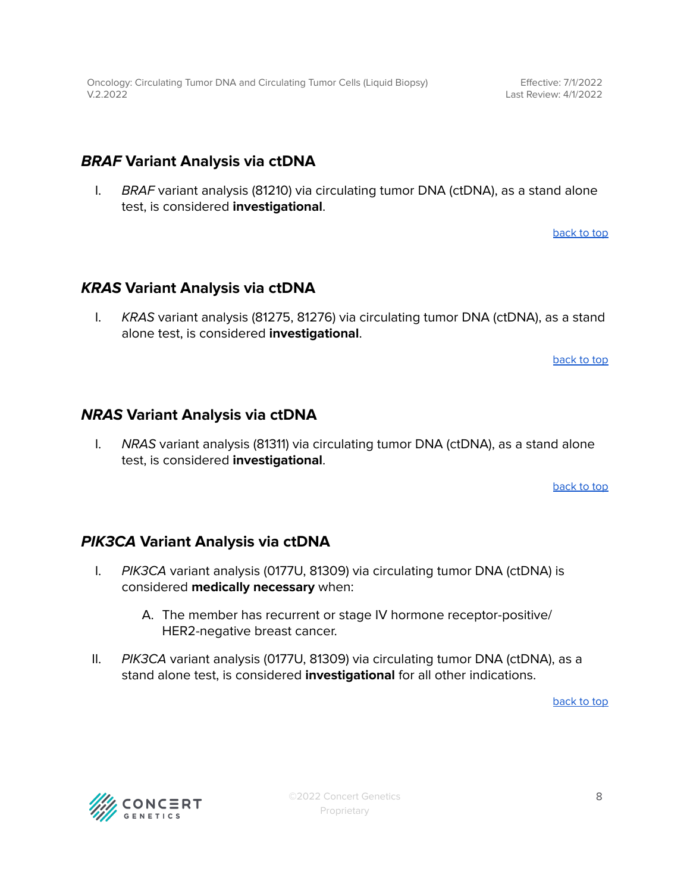## ***BRAF*** **Variant Analysis via ctDNA**

I. *BRAF* variant analysis (81210) via circulating tumor DNA (ctDNA), as a stand alone test, is considered **investigational**.

back to top

## ***KRAS*** **Variant Analysis via ctDNA**

I. *KRAS* variant analysis (81275, 81276) via circulating tumor DNA (ctDNA), as a stand alone test, is considered **investigational**.

back to top

## ***NRAS*** **Variant Analysis via ctDNA**

I. *NRAS* variant analysis (81311) via circulating tumor DNA (ctDNA), as a stand alone test, is considered **investigational**.

back to top

## ***PIK3CA*** **Variant Analysis via ctDNA**

I. *PIK3CA* variant analysis (0177U, 81309) via circulating tumor DNA (ctDNA) is considered **medically necessary** when:

   A. The member has recurrent or stage IV hormone receptor-positive/ HER2-negative breast cancer.

II. *PIK3CA* variant analysis (0177U, 81309) via circulating tumor DNA (ctDNA), as a stand alone test, is considered **investigational** for all other indications.

back to top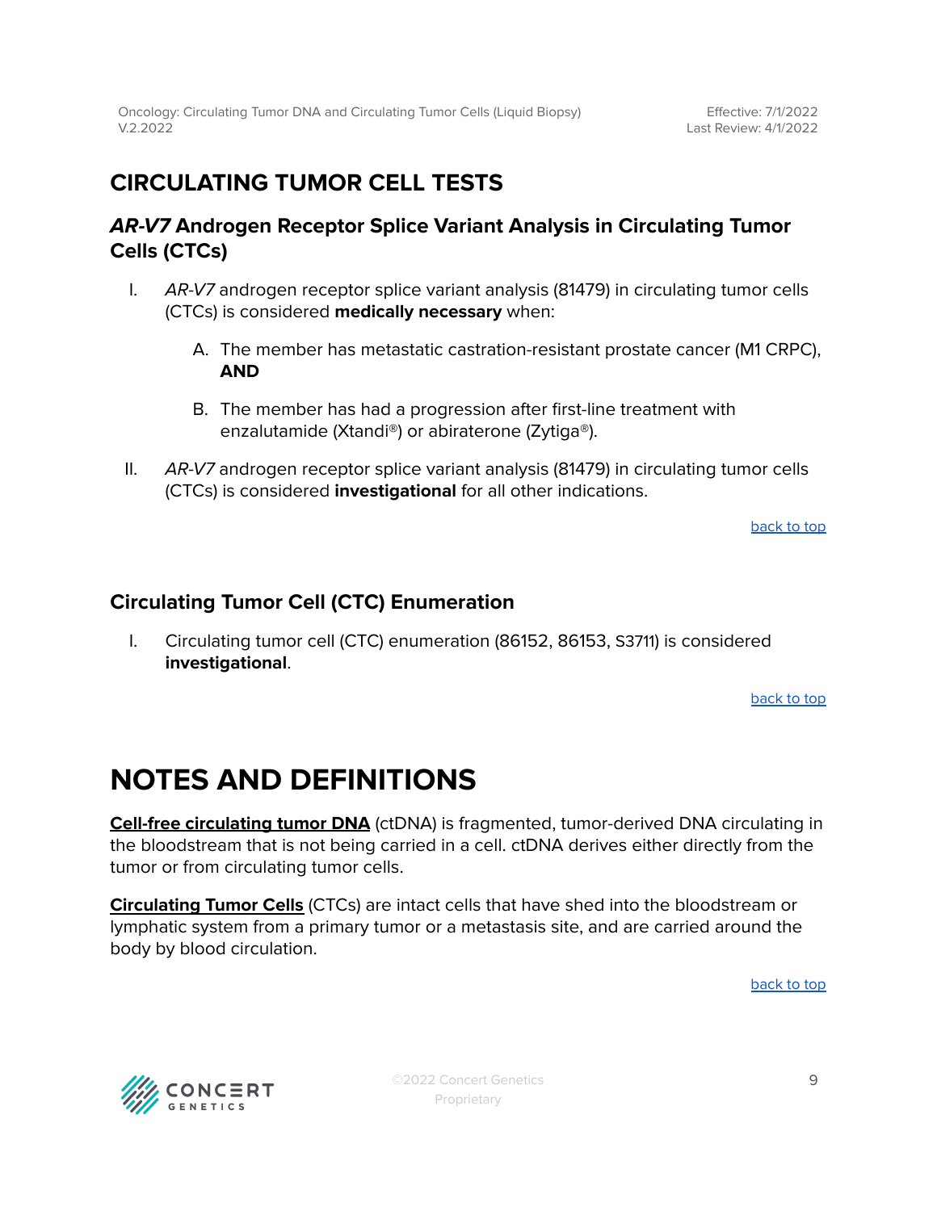# CIRCULATING TUMOR CELL TESTS

## *AR-V7* Androgen Receptor Splice Variant Analysis in Circulating Tumor Cells (CTCs)

I. *AR-V7* androgen receptor splice variant analysis (81479) in circulating tumor cells (CTCs) is considered **medically necessary** when:

   A. The member has metastatic castration-resistant prostate cancer (M1 CRPC), **AND**

   B. The member has had a progression after first-line treatment with enzalutamide (Xtandi®) or abiraterone (Zytiga®).

II. *AR-V7* androgen receptor splice variant analysis (81479) in circulating tumor cells (CTCs) is considered **investigational** for all other indications.

back to top

## Circulating Tumor Cell (CTC) Enumeration

I. Circulating tumor cell (CTC) enumeration (86152, 86153, S3711) is considered **investigational**.

back to top

# NOTES AND DEFINITIONS

**Cell-free circulating tumor DNA** (ctDNA) is fragmented, tumor-derived DNA circulating in the bloodstream that is not being carried in a cell. ctDNA derives either directly from the tumor or from circulating tumor cells.

**Circulating Tumor Cells** (CTCs) are intact cells that have shed into the bloodstream or lymphatic system from a primary tumor or a metastasis site, and are carried around the body by blood circulation.

back to top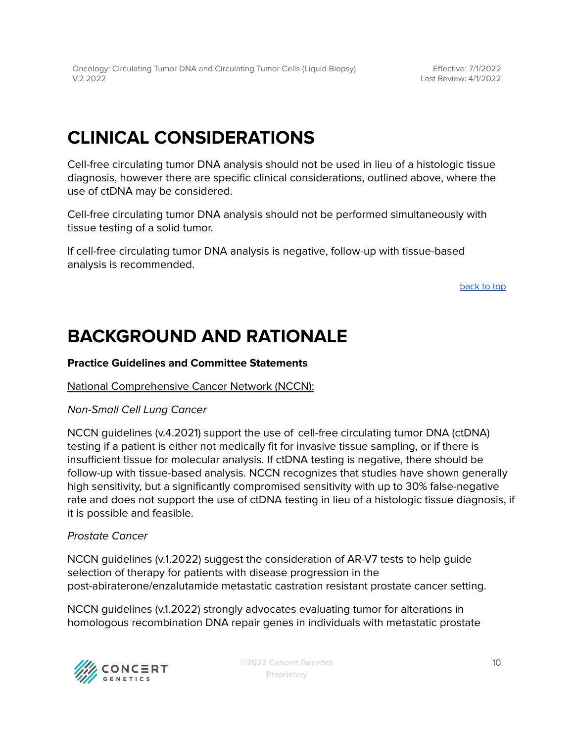# CLINICAL CONSIDERATIONS

Cell-free circulating tumor DNA analysis should not be used in lieu of a histologic tissue diagnosis, however there are specific clinical considerations, outlined above, where the use of ctDNA may be considered.

Cell-free circulating tumor DNA analysis should not be performed simultaneously with tissue testing of a solid tumor.

If cell-free circulating tumor DNA analysis is negative, follow-up with tissue-based analysis is recommended.

back to top

# BACKGROUND AND RATIONALE

**Practice Guidelines and Committee Statements**

National Comprehensive Cancer Network (NCCN):

*Non-Small Cell Lung Cancer*

NCCN guidelines (v.4.2021) support the use of cell-free circulating tumor DNA (ctDNA) testing if a patient is either not medically fit for invasive tissue sampling, or if there is insufficient tissue for molecular analysis. If ctDNA testing is negative, there should be follow-up with tissue-based analysis. NCCN recognizes that studies have shown generally high sensitivity, but a significantly compromised sensitivity with up to 30% false-negative rate and does not support the use of ctDNA testing in lieu of a histologic tissue diagnosis, if it is possible and feasible.

*Prostate Cancer*

NCCN guidelines (v.1.2022) suggest the consideration of AR-V7 tests to help guide selection of therapy for patients with disease progression in the post-abiraterone/enzalutamide metastatic castration resistant prostate cancer setting.

NCCN guidelines (v.1.2022) strongly advocates evaluating tumor for alterations in homologous recombination DNA repair genes in individuals with metastatic prostate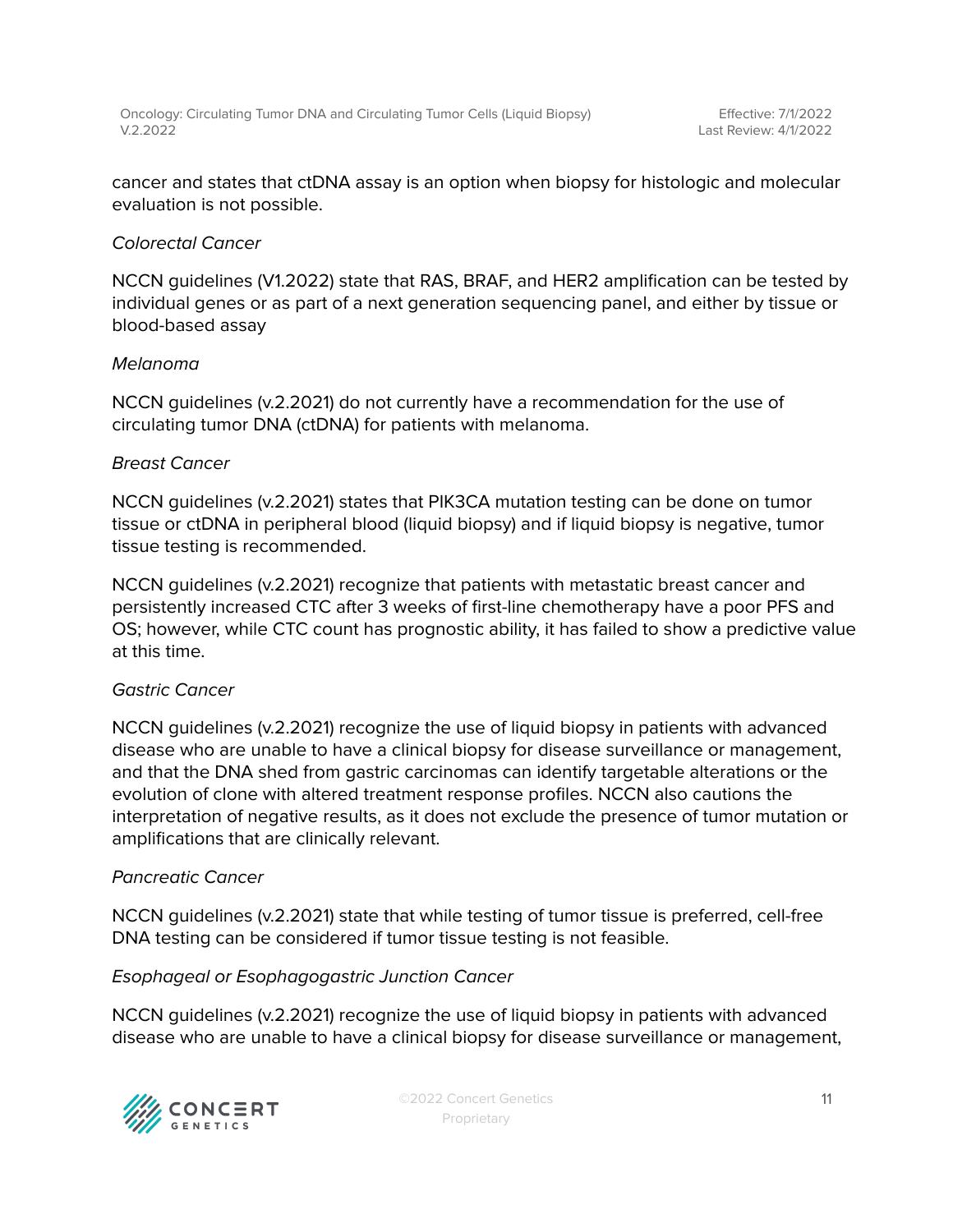cancer and states that ctDNA assay is an option when biopsy for histologic and molecular evaluation is not possible.

*Colorectal Cancer*

NCCN guidelines (V1.2022) state that RAS, BRAF, and HER2 amplification can be tested by individual genes or as part of a next generation sequencing panel, and either by tissue or blood-based assay

*Melanoma*

NCCN guidelines (v.2.2021) do not currently have a recommendation for the use of circulating tumor DNA (ctDNA) for patients with melanoma.

*Breast Cancer*

NCCN guidelines (v.2.2021) states that PIK3CA mutation testing can be done on tumor tissue or ctDNA in peripheral blood (liquid biopsy) and if liquid biopsy is negative, tumor tissue testing is recommended.

NCCN guidelines (v.2.2021) recognize that patients with metastatic breast cancer and persistently increased CTC after 3 weeks of first-line chemotherapy have a poor PFS and OS; however, while CTC count has prognostic ability, it has failed to show a predictive value at this time.

*Gastric Cancer*

NCCN guidelines (v.2.2021) recognize the use of liquid biopsy in patients with advanced disease who are unable to have a clinical biopsy for disease surveillance or management, and that the DNA shed from gastric carcinomas can identify targetable alterations or the evolution of clone with altered treatment response profiles. NCCN also cautions the interpretation of negative results, as it does not exclude the presence of tumor mutation or amplifications that are clinically relevant.

*Pancreatic Cancer*

NCCN guidelines (v.2.2021) state that while testing of tumor tissue is preferred, cell-free DNA testing can be considered if tumor tissue testing is not feasible.

*Esophageal or Esophagogastric Junction Cancer*

NCCN guidelines (v.2.2021) recognize the use of liquid biopsy in patients with advanced disease who are unable to have a clinical biopsy for disease surveillance or management,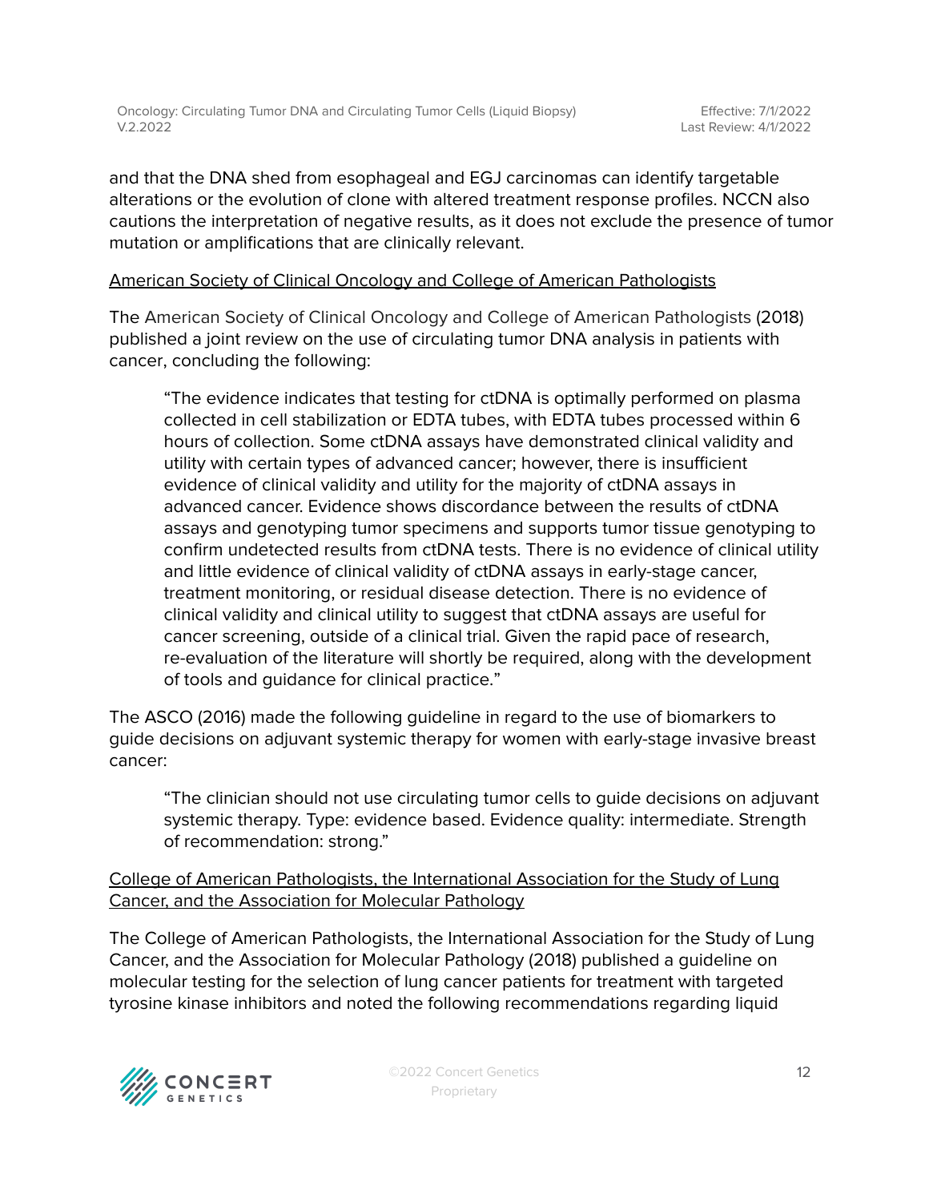and that the DNA shed from esophageal and EGJ carcinomas can identify targetable alterations or the evolution of clone with altered treatment response profiles. NCCN also cautions the interpretation of negative results, as it does not exclude the presence of tumor mutation or amplifications that are clinically relevant.

American Society of Clinical Oncology and College of American Pathologists

The American Society of Clinical Oncology and College of American Pathologists (2018) published a joint review on the use of circulating tumor DNA analysis in patients with cancer, concluding the following:

> "The evidence indicates that testing for ctDNA is optimally performed on plasma collected in cell stabilization or EDTA tubes, with EDTA tubes processed within 6 hours of collection. Some ctDNA assays have demonstrated clinical validity and utility with certain types of advanced cancer; however, there is insufficient evidence of clinical validity and utility for the majority of ctDNA assays in advanced cancer. Evidence shows discordance between the results of ctDNA assays and genotyping tumor specimens and supports tumor tissue genotyping to confirm undetected results from ctDNA tests. There is no evidence of clinical utility and little evidence of clinical validity of ctDNA assays in early-stage cancer, treatment monitoring, or residual disease detection. There is no evidence of clinical validity and clinical utility to suggest that ctDNA assays are useful for cancer screening, outside of a clinical trial. Given the rapid pace of research, re-evaluation of the literature will shortly be required, along with the development of tools and guidance for clinical practice."

The ASCO (2016) made the following guideline in regard to the use of biomarkers to guide decisions on adjuvant systemic therapy for women with early-stage invasive breast cancer:

> "The clinician should not use circulating tumor cells to guide decisions on adjuvant systemic therapy. Type: evidence based. Evidence quality: intermediate. Strength of recommendation: strong."

College of American Pathologists, the International Association for the Study of Lung Cancer, and the Association for Molecular Pathology

The College of American Pathologists, the International Association for the Study of Lung Cancer, and the Association for Molecular Pathology (2018) published a guideline on molecular testing for the selection of lung cancer patients for treatment with targeted tyrosine kinase inhibitors and noted the following recommendations regarding liquid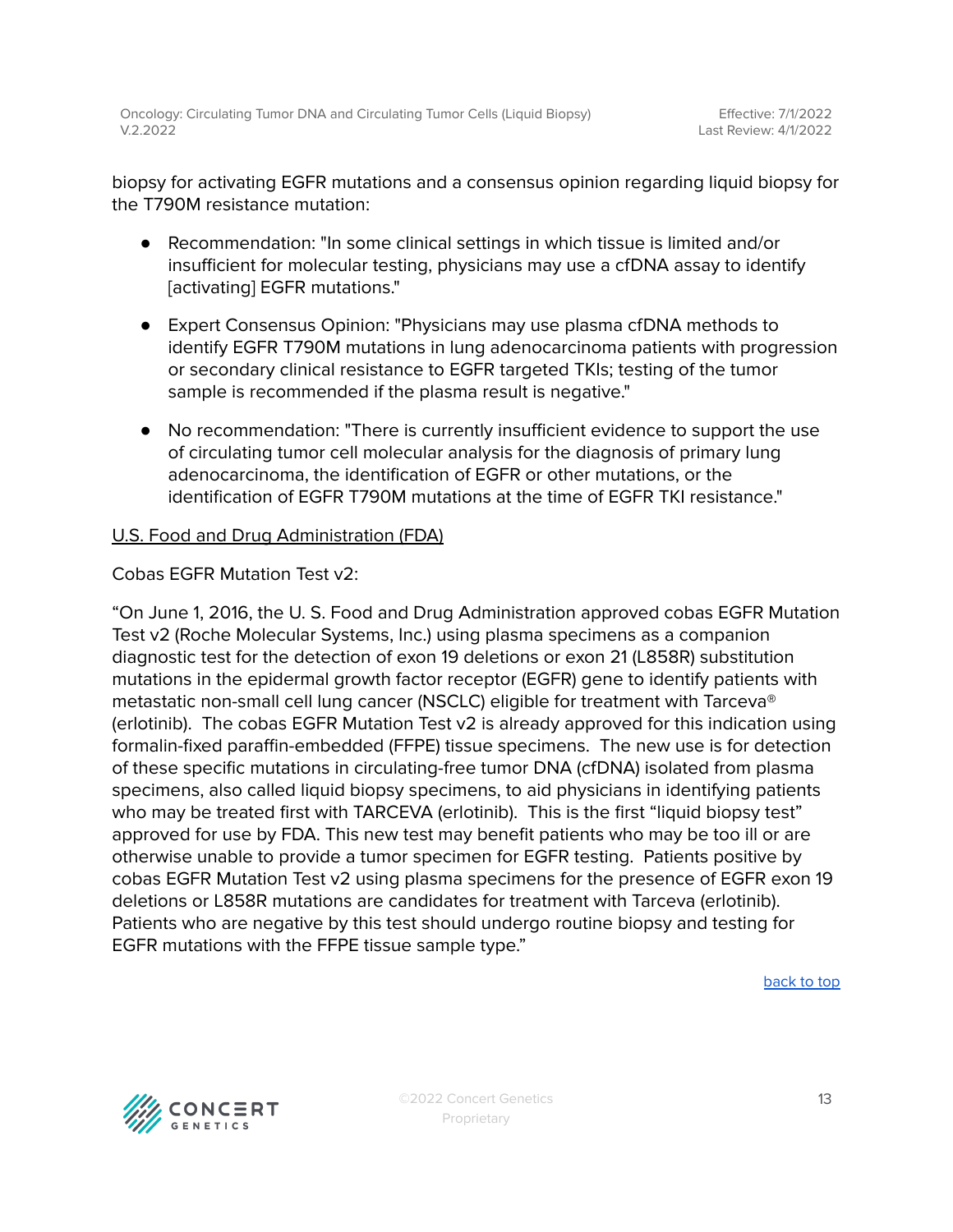biopsy for activating EGFR mutations and a consensus opinion regarding liquid biopsy for the T790M resistance mutation:

- Recommendation: "In some clinical settings in which tissue is limited and/or insufficient for molecular testing, physicians may use a cfDNA assay to identify [activating] EGFR mutations."
- Expert Consensus Opinion: "Physicians may use plasma cfDNA methods to identify EGFR T790M mutations in lung adenocarcinoma patients with progression or secondary clinical resistance to EGFR targeted TKIs; testing of the tumor sample is recommended if the plasma result is negative."
- No recommendation: "There is currently insufficient evidence to support the use of circulating tumor cell molecular analysis for the diagnosis of primary lung adenocarcinoma, the identification of EGFR or other mutations, or the identification of EGFR T790M mutations at the time of EGFR TKI resistance."

U.S. Food and Drug Administration (FDA)

Cobas EGFR Mutation Test v2:

"On June 1, 2016, the U. S. Food and Drug Administration approved cobas EGFR Mutation Test v2 (Roche Molecular Systems, Inc.) using plasma specimens as a companion diagnostic test for the detection of exon 19 deletions or exon 21 (L858R) substitution mutations in the epidermal growth factor receptor (EGFR) gene to identify patients with metastatic non-small cell lung cancer (NSCLC) eligible for treatment with Tarceva® (erlotinib). The cobas EGFR Mutation Test v2 is already approved for this indication using formalin-fixed paraffin-embedded (FFPE) tissue specimens. The new use is for detection of these specific mutations in circulating-free tumor DNA (cfDNA) isolated from plasma specimens, also called liquid biopsy specimens, to aid physicians in identifying patients who may be treated first with TARCEVA (erlotinib). This is the first "liquid biopsy test" approved for use by FDA. This new test may benefit patients who may be too ill or are otherwise unable to provide a tumor specimen for EGFR testing. Patients positive by cobas EGFR Mutation Test v2 using plasma specimens for the presence of EGFR exon 19 deletions or L858R mutations are candidates for treatment with Tarceva (erlotinib). Patients who are negative by this test should undergo routine biopsy and testing for EGFR mutations with the FFPE tissue sample type."

back to top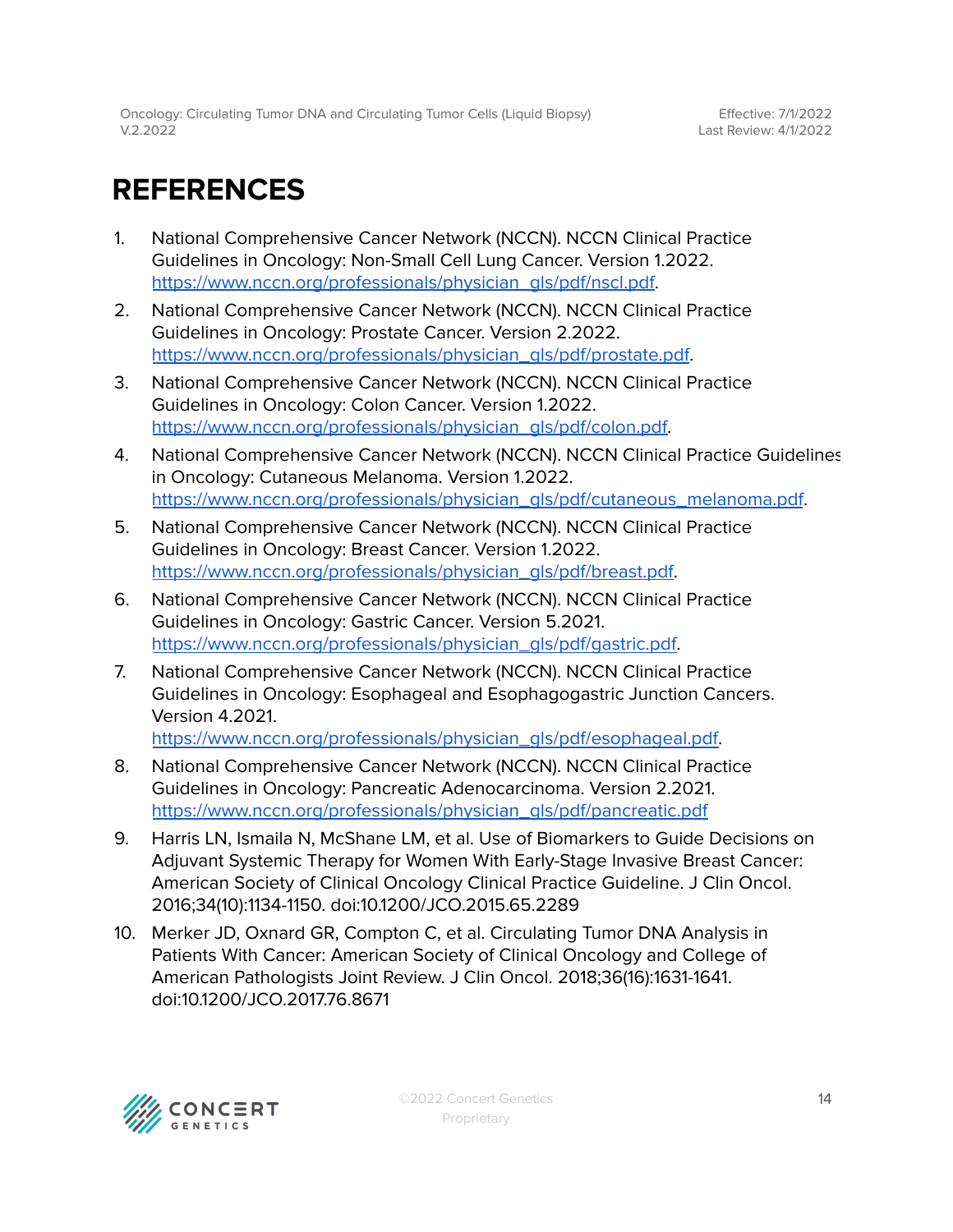# REFERENCES

1. National Comprehensive Cancer Network (NCCN). NCCN Clinical Practice Guidelines in Oncology: Non-Small Cell Lung Cancer. Version 1.2022. https://www.nccn.org/professionals/physician_gls/pdf/nscl.pdf.
2. National Comprehensive Cancer Network (NCCN). NCCN Clinical Practice Guidelines in Oncology: Prostate Cancer. Version 2.2022. https://www.nccn.org/professionals/physician_gls/pdf/prostate.pdf.
3. National Comprehensive Cancer Network (NCCN). NCCN Clinical Practice Guidelines in Oncology: Colon Cancer. Version 1.2022. https://www.nccn.org/professionals/physician_gls/pdf/colon.pdf.
4. National Comprehensive Cancer Network (NCCN). NCCN Clinical Practice Guidelines in Oncology: Cutaneous Melanoma. Version 1.2022. https://www.nccn.org/professionals/physician_gls/pdf/cutaneous_melanoma.pdf.
5. National Comprehensive Cancer Network (NCCN). NCCN Clinical Practice Guidelines in Oncology: Breast Cancer. Version 1.2022. https://www.nccn.org/professionals/physician_gls/pdf/breast.pdf.
6. National Comprehensive Cancer Network (NCCN). NCCN Clinical Practice Guidelines in Oncology: Gastric Cancer. Version 5.2021. https://www.nccn.org/professionals/physician_gls/pdf/gastric.pdf.
7. National Comprehensive Cancer Network (NCCN). NCCN Clinical Practice Guidelines in Oncology: Esophageal and Esophagogastric Junction Cancers. Version 4.2021. https://www.nccn.org/professionals/physician_gls/pdf/esophageal.pdf.
8. National Comprehensive Cancer Network (NCCN). NCCN Clinical Practice Guidelines in Oncology: Pancreatic Adenocarcinoma. Version 2.2021. https://www.nccn.org/professionals/physician_gls/pdf/pancreatic.pdf
9. Harris LN, Ismaila N, McShane LM, et al. Use of Biomarkers to Guide Decisions on Adjuvant Systemic Therapy for Women With Early-Stage Invasive Breast Cancer: American Society of Clinical Oncology Clinical Practice Guideline. J Clin Oncol. 2016;34(10):1134-1150. doi:10.1200/JCO.2015.65.2289
10. Merker JD, Oxnard GR, Compton C, et al. Circulating Tumor DNA Analysis in Patients With Cancer: American Society of Clinical Oncology and College of American Pathologists Joint Review. J Clin Oncol. 2018;36(16):1631-1641. doi:10.1200/JCO.2017.76.8671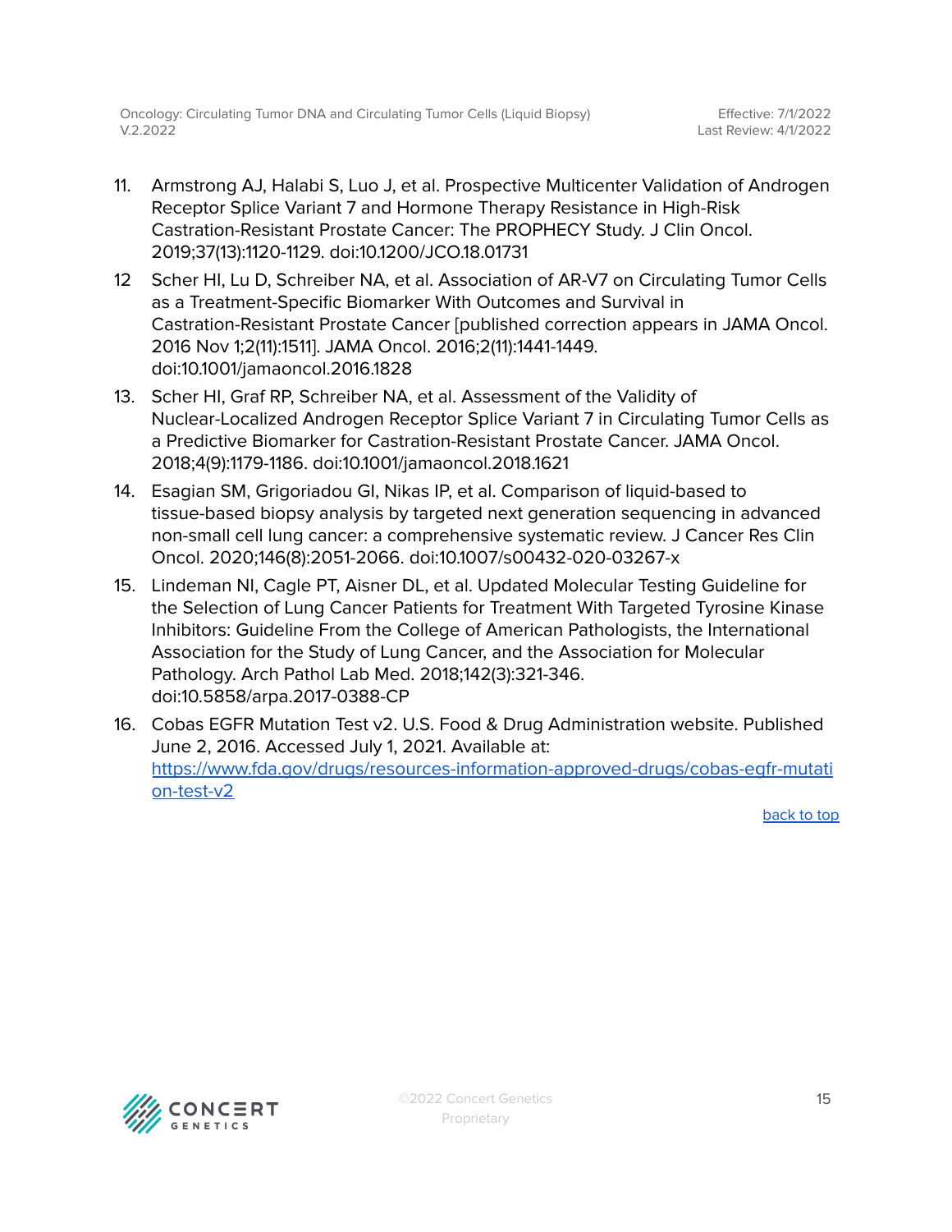11. Armstrong AJ, Halabi S, Luo J, et al. Prospective Multicenter Validation of Androgen Receptor Splice Variant 7 and Hormone Therapy Resistance in High-Risk Castration-Resistant Prostate Cancer: The PROPHECY Study. J Clin Oncol. 2019;37(13):1120-1129. doi:10.1200/JCO.18.01731
12. Scher HI, Lu D, Schreiber NA, et al. Association of AR-V7 on Circulating Tumor Cells as a Treatment-Specific Biomarker With Outcomes and Survival in Castration-Resistant Prostate Cancer [published correction appears in JAMA Oncol. 2016 Nov 1;2(11):1511]. JAMA Oncol. 2016;2(11):1441-1449. doi:10.1001/jamaoncol.2016.1828
13. Scher HI, Graf RP, Schreiber NA, et al. Assessment of the Validity of Nuclear-Localized Androgen Receptor Splice Variant 7 in Circulating Tumor Cells as a Predictive Biomarker for Castration-Resistant Prostate Cancer. JAMA Oncol. 2018;4(9):1179-1186. doi:10.1001/jamaoncol.2018.1621
14. Esagian SM, Grigoriadou GI, Nikas IP, et al. Comparison of liquid-based to tissue-based biopsy analysis by targeted next generation sequencing in advanced non-small cell lung cancer: a comprehensive systematic review. J Cancer Res Clin Oncol. 2020;146(8):2051-2066. doi:10.1007/s00432-020-03267-x
15. Lindeman NI, Cagle PT, Aisner DL, et al. Updated Molecular Testing Guideline for the Selection of Lung Cancer Patients for Treatment With Targeted Tyrosine Kinase Inhibitors: Guideline From the College of American Pathologists, the International Association for the Study of Lung Cancer, and the Association for Molecular Pathology. Arch Pathol Lab Med. 2018;142(3):321-346. doi:10.5858/arpa.2017-0388-CP
16. Cobas EGFR Mutation Test v2. U.S. Food & Drug Administration website. Published June 2, 2016. Accessed July 1, 2021. Available at: https://www.fda.gov/drugs/resources-information-approved-drugs/cobas-egfr-mutation-test-v2

back to top

©2022 Concert Genetics
Proprietary